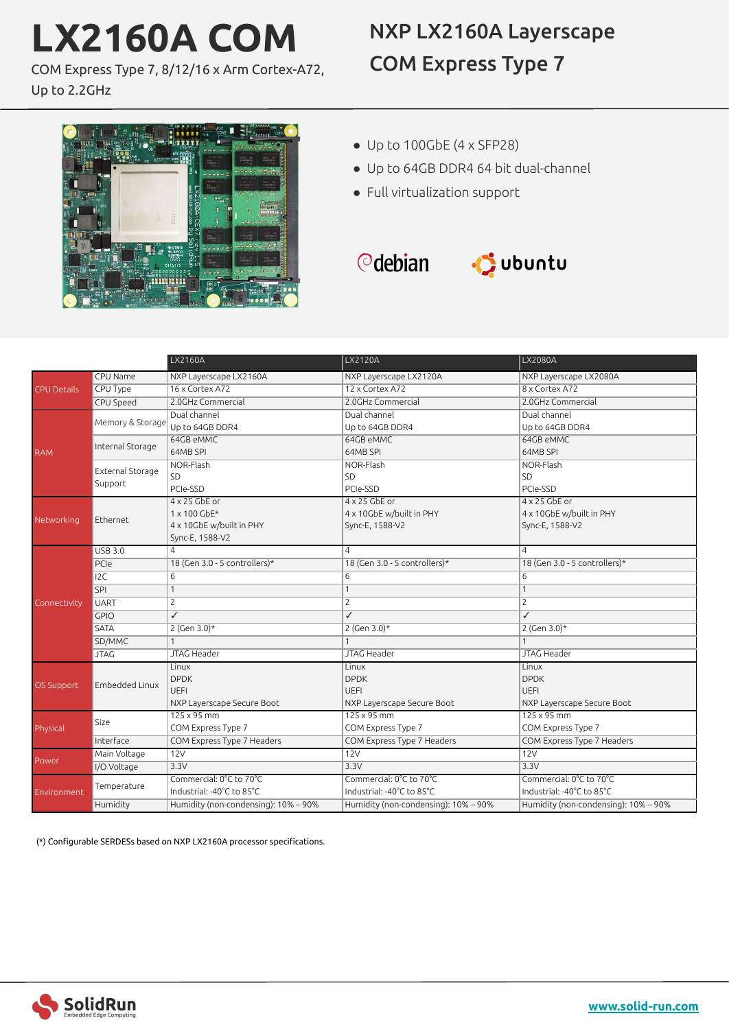# LX2160A COM

COM Express Type 7, 8/12/16 x Arm Cortex-A72, Up to 2.2GHz

## NXP LX2160A Layerscape COM Express Type 7

- Up to 100GbE (4 x SFP28)
- Up to 64GB DDR4 64 bit dual-channel
- Full virtualization support

debian ubuntu

| | | LX2160A | LX2120A | LX2080A |
|---|---|---|---|---|
| CPU Details | CPU Name | NXP Layerscape LX2160A | NXP Layerscape LX2120A | NXP Layerscape LX2080A |
| | CPU Type | 16 x Cortex A72 | 12 x Cortex A72 | 8 x Cortex A72 |
| | CPU Speed | 2.0GHz Commercial | 2.0GHz Commercial | 2.0GHz Commercial |
| RAM | Memory & Storage | Dual channel<br>Up to 64GB DDR4 | Dual channel<br>Up to 64GB DDR4 | Dual channel<br>Up to 64GB DDR4 |
| | Internal Storage | 64GB eMMC<br>64MB SPI | 64GB eMMC<br>64MB SPI | 64GB eMMC<br>64MB SPI |
| | External Storage Support | NOR-Flash<br>SD<br>PCIe-SSD | NOR-Flash<br>SD<br>PCIe-SSD | NOR-Flash<br>SD<br>PCIe-SSD |
| Networking | Ethernet | 4 x 25 GbE or<br>1 x 100 GbE*<br>4 x 10GbE w/built in PHY<br>Sync-E, 1588-V2 | 4 x 25 GbE or<br>4 x 10GbE w/built in PHY<br>Sync-E, 1588-V2 | 4 x 25 GbE or<br>4 x 10GbE w/built in PHY<br>Sync-E, 1588-V2 |
| Connectivity | USB 3.0 | 4 | 4 | 4 |
| | PCIe | 18 (Gen 3.0 - 5 controllers)* | 18 (Gen 3.0 - 5 controllers)* | 18 (Gen 3.0 - 5 controllers)* |
| | I2C | 6 | 6 | 6 |
| | SPI | 1 | 1 | 1 |
| | UART | 2 | 2 | 2 |
| | GPIO | ✓ | ✓ | ✓ |
| | SATA | 2 (Gen 3.0)* | 2 (Gen 3.0)* | 2 (Gen 3.0)* |
| | SD/MMC | 1 | 1 | 1 |
| | JTAG | JTAG Header | JTAG Header | JTAG Header |
| OS Support | Embedded Linux | Linux<br>DPDK<br>UEFI<br>NXP Layerscape Secure Boot | Linux<br>DPDK<br>UEFI<br>NXP Layerscape Secure Boot | Linux<br>DPDK<br>UEFI<br>NXP Layerscape Secure Boot |
| Physical | Size | 125 x 95 mm<br>COM Express Type 7 | 125 x 95 mm<br>COM Express Type 7 | 125 x 95 mm<br>COM Express Type 7 |
| | Interface | COM Express Type 7 Headers | COM Express Type 7 Headers | COM Express Type 7 Headers |
| Power | Main Voltage | 12V | 12V | 12V |
| | I/O Voltage | 3.3V | 3.3V | 3.3V |
| Environment | Temperature | Commercial: 0°C to 70°C<br>Industrial: -40°C to 85°C | Commercial: 0°C to 70°C<br>Industrial: -40°C to 85°C | Commercial: 0°C to 70°C<br>Industrial: -40°C to 85°C |
| | Humidity | Humidity (non-condensing): 10% – 90% | Humidity (non-condensing): 10% – 90% | Humidity (non-condensing): 10% – 90% |

(*) Configurable SERDESs based on NXP LX2160A processor specifications.

SolidRun Embedded Edge Computing

www.solid-run.com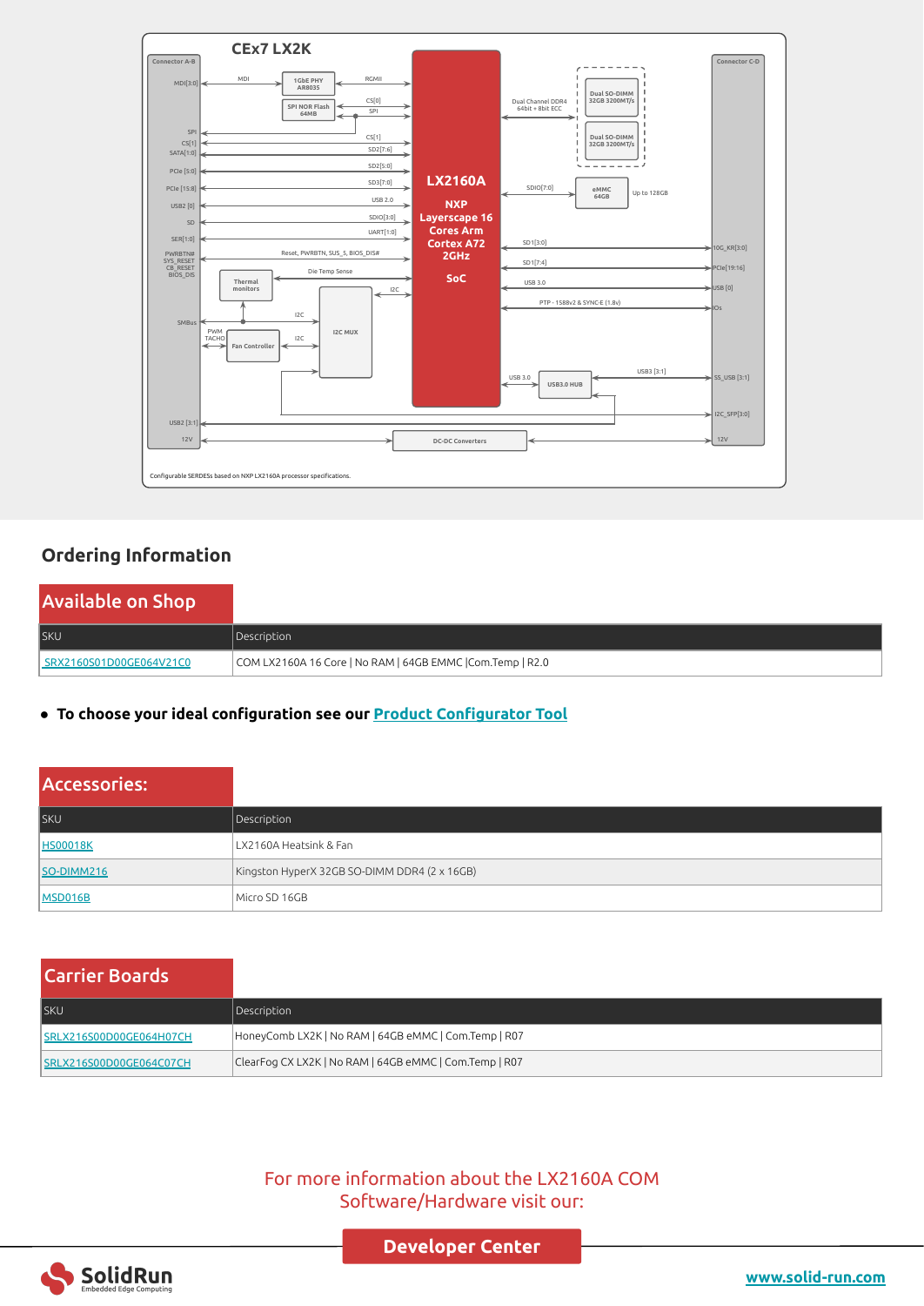CEx7 LX2K

Connector A-B

MDI[3:0] MDI 1GbE PHY AR8035 RGMII

SPI NOR Flash 64MB CS[0] SPI

SPI CS[1] CS[1] SATA[1:0] SD2[7:6]

PCIe [3:0] SD2[5:0]

PCIe [15:8] SD3[7:0]

USB2 [0] USB 2.0

SD SDIO[3:0]

SER[1:0] UART[1:0]

PWRBTN# SYS_RESET CB_RESET BIOS_DIS Reset, PWRBTN, SUS_S, BIOS_DIS#

Thermal monitors Die Temp Sense I2C

SMBus I2C I2C MUX

PWM TACHO Fan Controller I2C

USB2 [3:1]

12V DC-DC Converters 12V

LX2160A

NXP Layerscape 16 Cores Arm Cortex A72 2GHz

SoC

Dual Channel DDR4 64bit + 8bit ECC

Dual SO-DIMM 32GB 3200MT/s

Dual SO-DIMM 32GB 3200MT/s

SDIO[7:0] eMMC 64GB Up to 128GB

Connector C-D

SD1[3:0] 10G_KR[3:0]

SD1[7:4] PCIe[19:16]

USB 3.0 USB [0]

PTP - 1588v2 & SYNC-E (1.8v) IOs

USB 3.0 USB3.0 HUB USB3 [3:1] SS_USB [3:1]

I2C_SFP[3:0]

Configurable SERDESs based on NXP LX2160A processor specifications.

## Ordering Information

### Available on Shop

| SKU | Description |
|---|---|
| SRX2160S01D00GE064V21C0 | COM LX2160A 16 Core \| No RAM \| 64GB EMMC \|Com.Temp \| R2.0 |

- **To choose your ideal configuration see our Product Configurator Tool**

### Accessories:

| SKU | Description |
|---|---|
| HS00018K | LX2160A Heatsink & Fan |
| SO-DIMM216 | Kingston HyperX 32GB SO-DIMM DDR4 (2 x 16GB) |
| MSD016B | Micro SD 16GB |

### Carrier Boards

| SKU | Description |
|---|---|
| SRLX216S00D00GE064H07CH | HoneyComb LX2K \| No RAM \| 64GB eMMC \| Com.Temp \| R07 |
| SRLX216S00D00GE064C07CH | ClearFog CX LX2K \| No RAM \| 64GB eMMC \| Com.Temp \| R07 |

For more information about the LX2160A COM Software/Hardware visit our:

**Developer Center**

SolidRun Embedded Edge Computing

www.solid-run.com